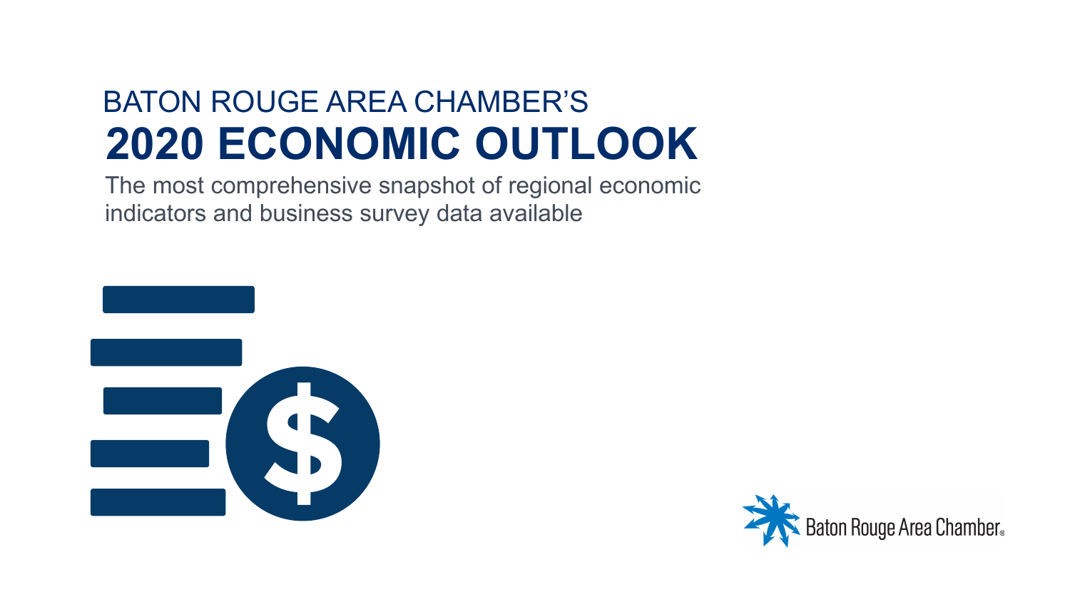BATON ROUGE AREA CHAMBER'S

# 2020 ECONOMIC OUTLOOK

The most comprehensive snapshot of regional economic indicators and business survey data available

Baton Rouge Area Chamber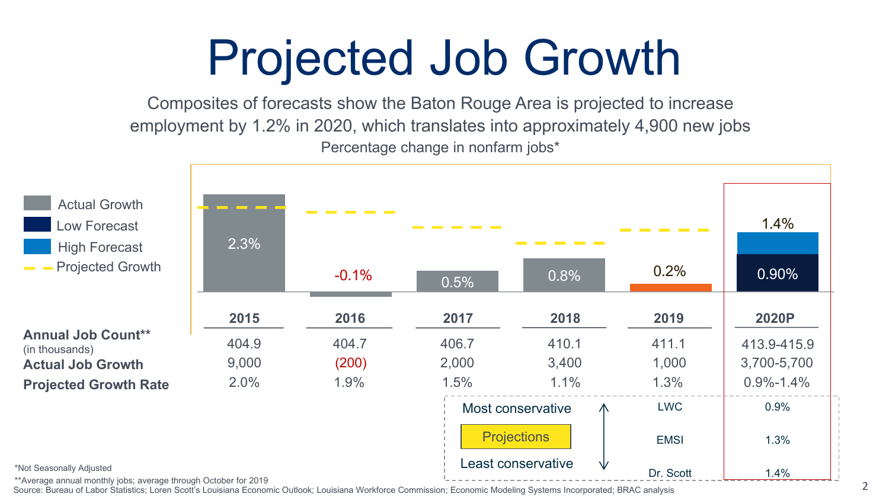# Projected Job Growth

Composites of forecasts show the Baton Rouge Area is projected to increase employment by 1.2% in 2020, which translates into approximately 4,900 new jobs

Percentage change in nonfarm jobs*

Legend: Actual Growth; Low Forecast; High Forecast; Projected Growth

| | 2015 | 2016 | 2017 | 2018 | 2019 | 2020P |
|---|---|---|---|---|---|---|
| Percentage change | 2.3% | -0.1% | 0.5% | 0.8% | 0.2% | 0.90% (low) / 1.4% (high) |
| **Annual Job Count**** (in thousands) | 404.9 | 404.7 | 406.7 | 410.1 | 411.1 | 413.9-415.9 |
| **Actual Job Growth** | 9,000 | (200) | 2,000 | 3,400 | 1,000 | 3,700-5,700 |
| **Projected Growth Rate** | 2.0% | 1.9% | 1.5% | 1.1% | 1.3% | 0.9%-1.4% |

| Projections (Most conservative → Least conservative) | 2020P |
|---|---|
| LWC | 0.9% |
| EMSI | 1.3% |
| Dr. Scott | 1.4% |

*Not Seasonally Adjusted

**Average annual monthly jobs; average through October for 2019

Source: Bureau of Labor Statistics; Loren Scott's Louisiana Economic Outlook; Louisiana Workforce Commission; Economic Modeling Systems Incorporated; BRAC analysis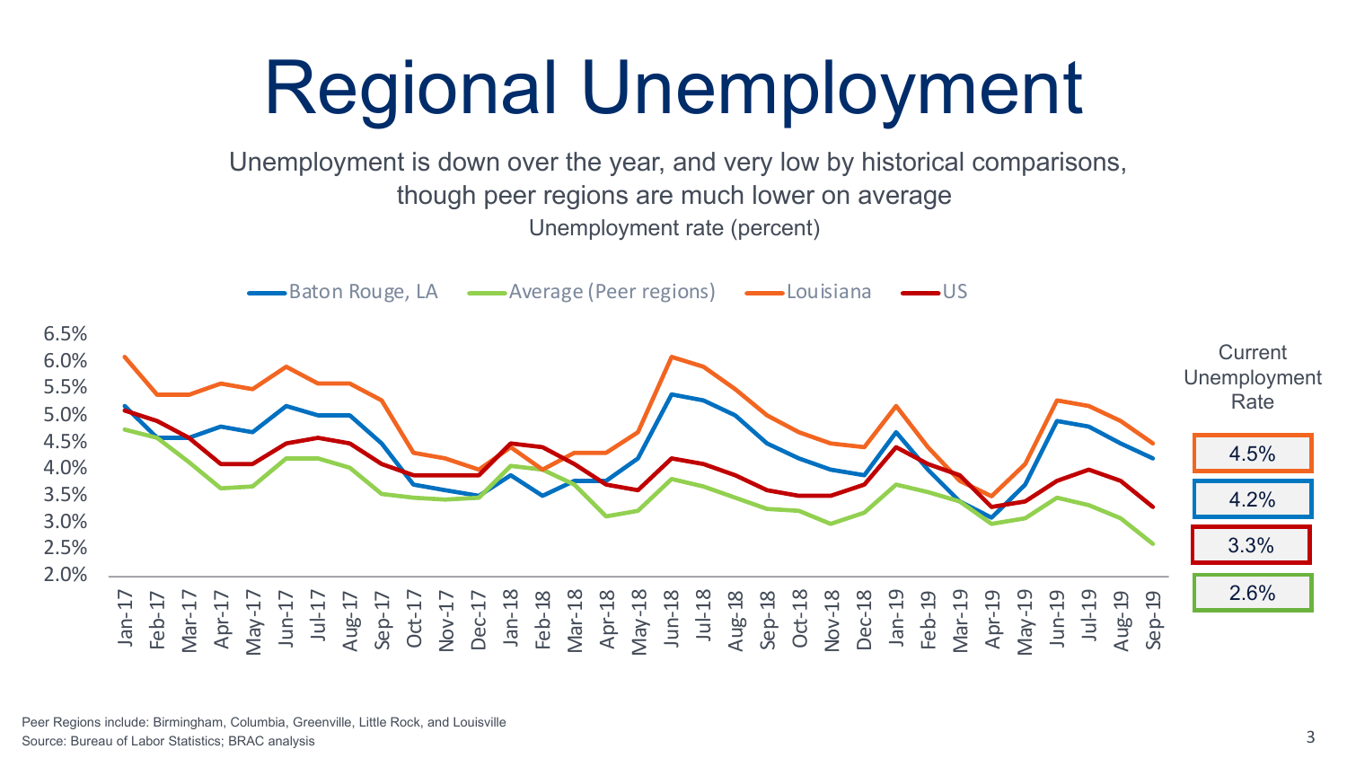# Regional Unemployment

Unemployment is down over the year, and very low by historical comparisons, though peer regions are much lower on average

Unemployment rate (percent)

Current Unemployment Rate

| Series | Current Unemployment Rate |
|---|---|
| Louisiana | 4.5% |
| Baton Rouge, LA | 4.2% |
| US | 3.3% |
| Average (Peer regions) | 2.6% |

Peer Regions include: Birmingham, Columbia, Greenville, Little Rock, and Louisville

Source: Bureau of Labor Statistics; BRAC analysis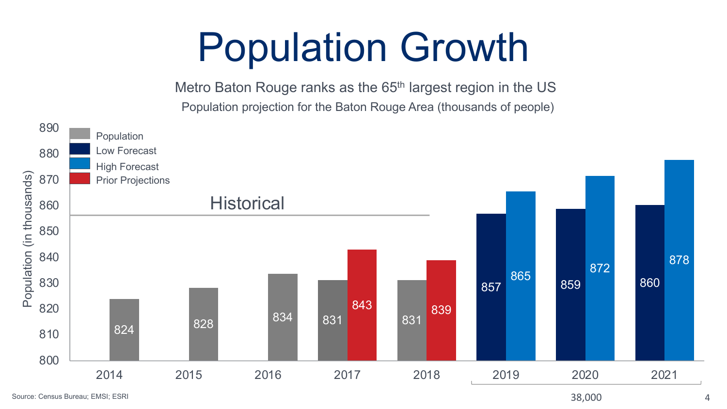# Population Growth

Metro Baton Rouge ranks as the 65th largest region in the US

Population projection for the Baton Rouge Area (thousands of people)

| Year | Population | Prior Projections | Low Forecast | High Forecast |
|---|---|---|---|---|
| 2014 | 824 | | | |
| 2015 | 828 | | | |
| 2016 | 834 | | | |
| 2017 | 831 | 843 | | |
| 2018 | 831 | 839 | | |
| 2019 | | | 857 | 865 |
| 2020 | | | 859 | 872 |
| 2021 | | | 860 | 878 |

Historical: 2014–2018

Projected growth 2019–2021: 38,000

Source: Census Bureau; EMSI; ESRI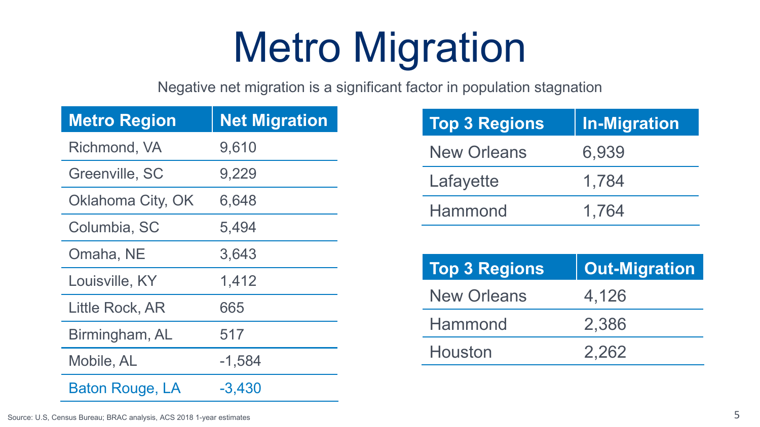# Metro Migration

Negative net migration is a significant factor in population stagnation

| Metro Region | Net Migration |
|---|---|
| Richmond, VA | 9,610 |
| Greenville, SC | 9,229 |
| Oklahoma City, OK | 6,648 |
| Columbia, SC | 5,494 |
| Omaha, NE | 3,643 |
| Louisville, KY | 1,412 |
| Little Rock, AR | 665 |
| Birmingham, AL | 517 |
| Mobile, AL | -1,584 |
| Baton Rouge, LA | -3,430 |

| Top 3 Regions | In-Migration |
|---|---|
| New Orleans | 6,939 |
| Lafayette | 1,784 |
| Hammond | 1,764 |

| Top 3 Regions | Out-Migration |
|---|---|
| New Orleans | 4,126 |
| Hammond | 2,386 |
| Houston | 2,262 |

Source: U.S, Census Bureau; BRAC analysis, ACS 2018 1-year estimates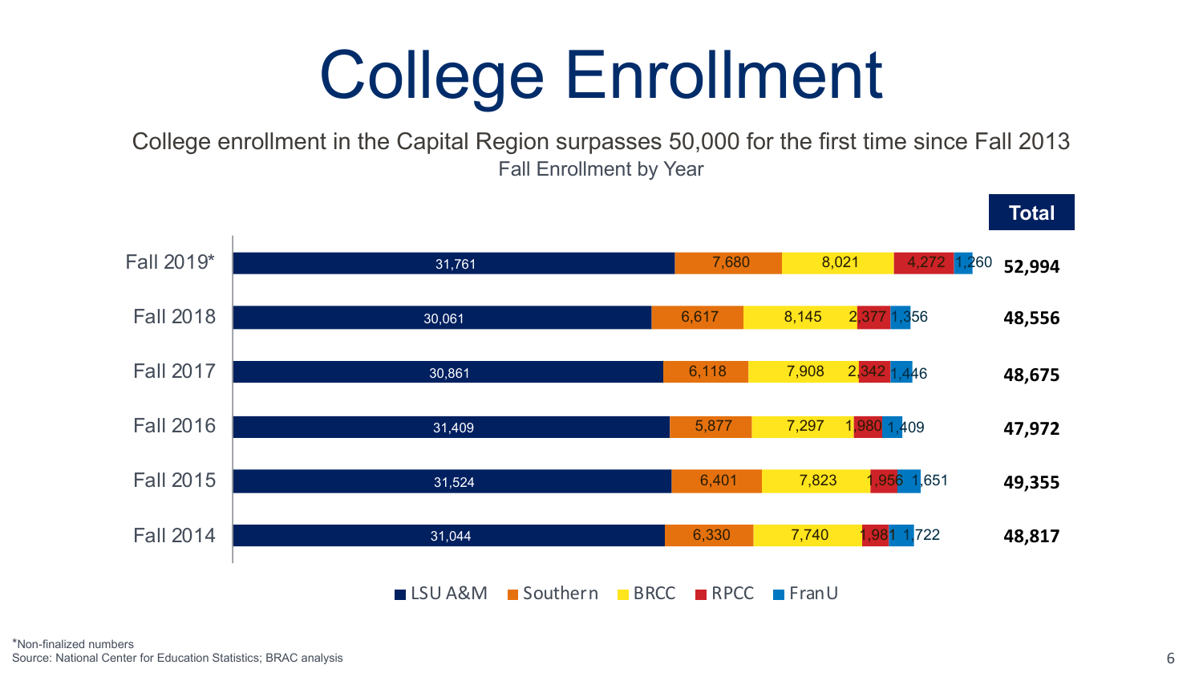# College Enrollment

College enrollment in the Capital Region surpasses 50,000 for the first time since Fall 2013

Fall Enrollment by Year

| Year | LSU A&M | Southern | BRCC | RPCC | FranU | Total |
|---|---|---|---|---|---|---|
| Fall 2019* | 31,761 | 7,680 | 8,021 | 4,272 | 1,260 | 52,994 |
| Fall 2018 | 30,061 | 6,617 | 8,145 | 2,377 | 1,356 | 48,556 |
| Fall 2017 | 30,861 | 6,118 | 7,908 | 2,342 | 1,446 | 48,675 |
| Fall 2016 | 31,409 | 5,877 | 7,297 | 1,980 | 1,409 | 47,972 |
| Fall 2015 | 31,524 | 6,401 | 7,823 | 1,956 | 1,651 | 49,355 |
| Fall 2014 | 31,044 | 6,330 | 7,740 | 1,981 | 1,722 | 48,817 |

*Non-finalized numbers

Source: National Center for Education Statistics; BRAC analysis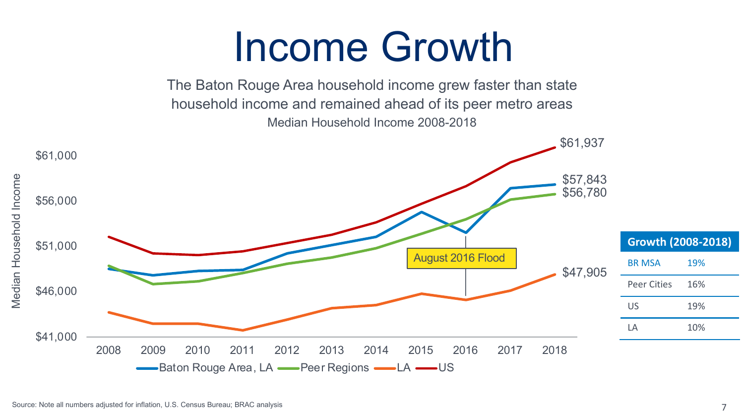# Income Growth

The Baton Rouge Area household income grew faster than state household income and remained ahead of its peer metro areas

Median Household Income 2008-2018

| Growth (2008-2018) | |
|---|---|
| BR MSA | 19% |
| Peer Cities | 16% |
| US | 19% |
| LA | 10% |

Source: Note all numbers adjusted for inflation, U.S. Census Bureau; BRAC analysis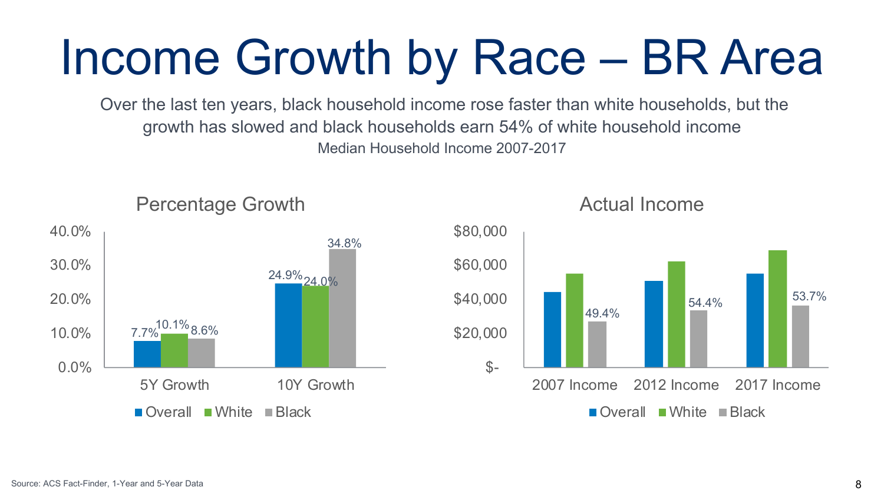# Income Growth by Race – BR Area

Over the last ten years, black household income rose faster than white households, but the growth has slowed and black households earn 54% of white household income

Median Household Income 2007-2017

## Percentage Growth

| | Overall | White | Black |
|---|---|---|---|
| 5Y Growth | 7.7% | 10.1% | 8.6% |
| 10Y Growth | 24.9% | 24.0% | 34.8% |

## Actual Income

| | Black (as % of White) |
|---|---|
| 2007 Income | 49.4% |
| 2012 Income | 54.4% |
| 2017 Income | 53.7% |

Source: ACS Fact-Finder, 1-Year and 5-Year Data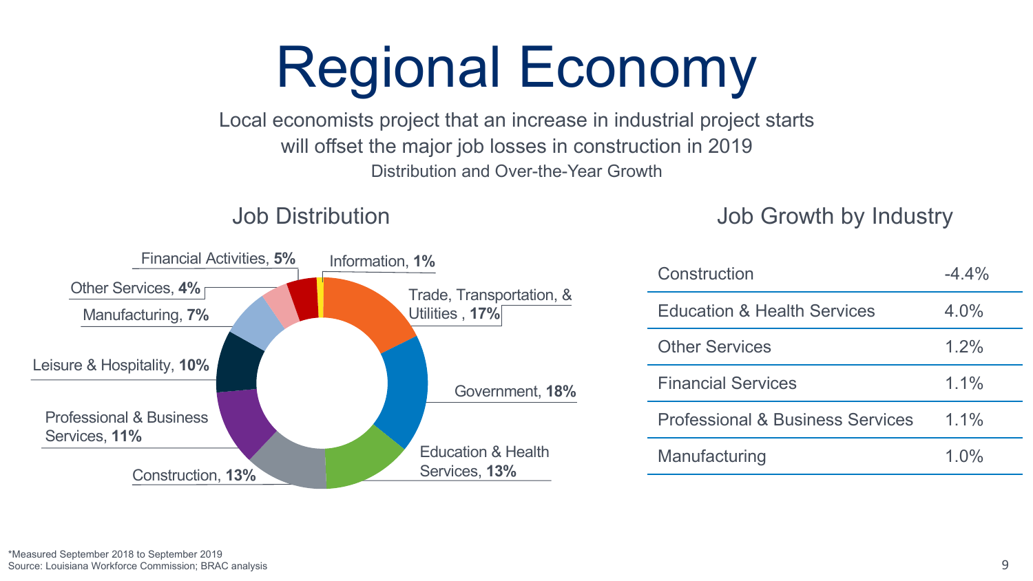# Regional Economy

Local economists project that an increase in industrial project starts will offset the major job losses in construction in 2019

Distribution and Over-the-Year Growth

## Job Distribution

- Government, **18%**
- Trade, Transportation, & Utilities , **17%**
- Education & Health Services, **13%**
- Construction, **13%**
- Professional & Business Services, **11%**
- Leisure & Hospitality, **10%**
- Manufacturing, **7%**
- Financial Activities, **5%**
- Other Services, **4%**
- Information, **1%**

## Job Growth by Industry

| Industry | Growth |
| --- | --- |
| Construction | -4.4% |
| Education & Health Services | 4.0% |
| Other Services | 1.2% |
| Financial Services | 1.1% |
| Professional & Business Services | 1.1% |
| Manufacturing | 1.0% |

*Measured September 2018 to September 2019

Source: Louisiana Workforce Commission; BRAC analysis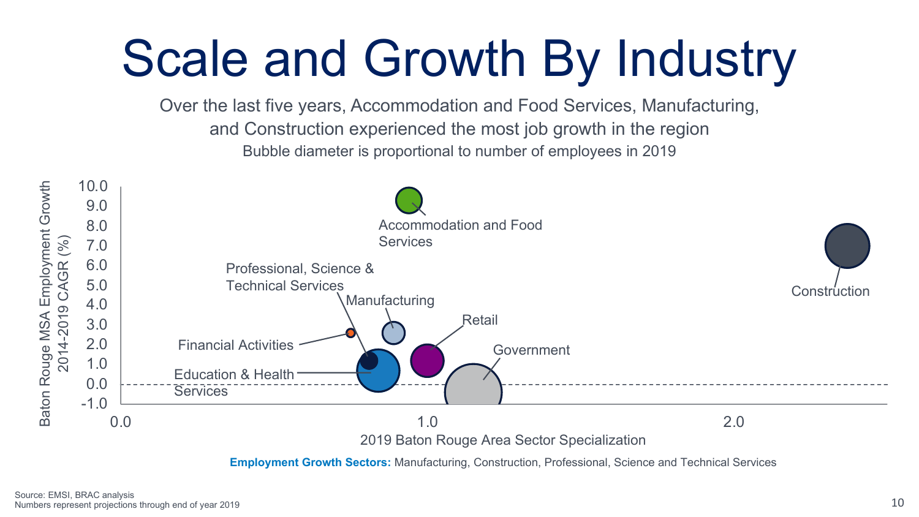# Scale and Growth By Industry

Over the last five years, Accommodation and Food Services, Manufacturing, and Construction experienced the most job growth in the region

Bubble diameter is proportional to number of employees in 2019

Baton Rouge MSA Employment Growth 2014-2019 CAGR (%)

10.0
9.0
8.0
7.0
6.0
5.0
4.0
3.0
2.0
1.0
0.0
-1.0

Accommodation and Food Services

Professional, Science & Technical Services

Manufacturing

Retail

Financial Activities

Government

Education & Health Services

Construction

0.0 1.0 2.0

2019 Baton Rouge Area Sector Specialization

**Employment Growth Sectors:** Manufacturing, Construction, Professional, Science and Technical Services

Source: EMSI, BRAC analysis
Numbers represent projections through end of year 2019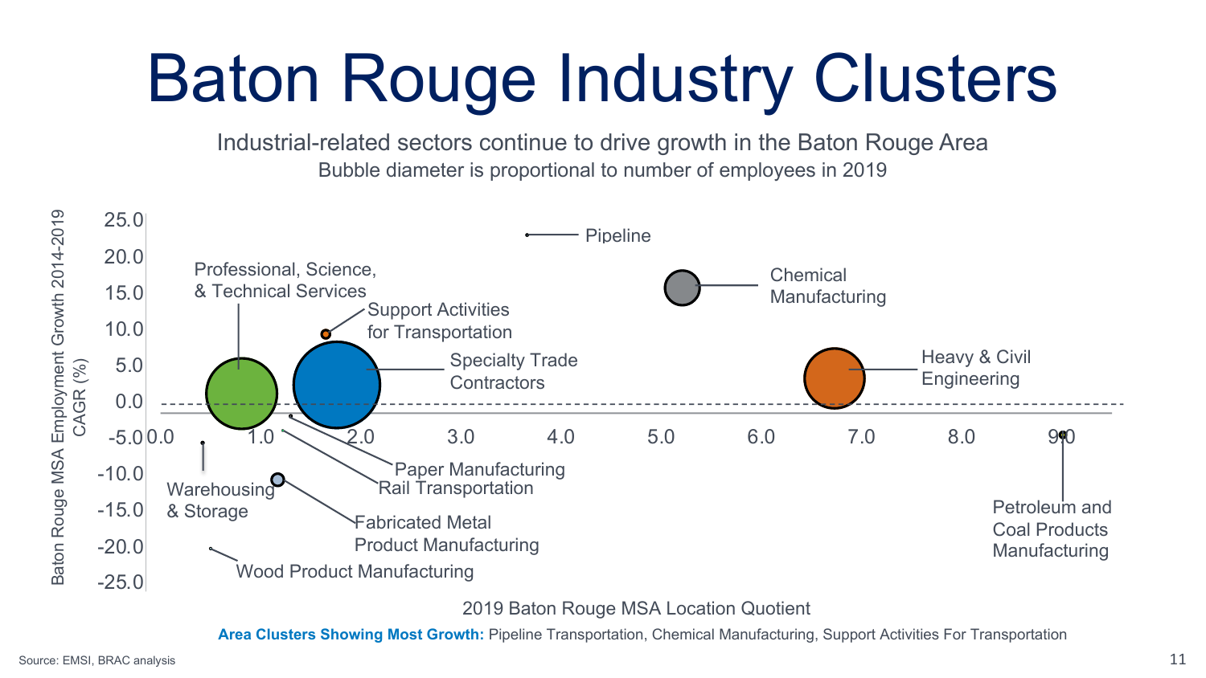# Baton Rouge Industry Clusters

Industrial-related sectors continue to drive growth in the Baton Rouge Area

Bubble diameter is proportional to number of employees in 2019

Baton Rouge MSA Employment Growth 2014-2019 CAGR (%)

25.0
20.0
15.0
10.0
5.0
0.0
-5.0
-10.0
-15.0
-20.0
-25.0

0.0 1.0 2.0 3.0 4.0 5.0 6.0 7.0 8.0 9.0

Pipeline

Professional, Science, & Technical Services

Support Activities for Transportation

Chemical Manufacturing

Specialty Trade Contractors

Heavy & Civil Engineering

Paper Manufacturing

Rail Transportation

Warehousing & Storage

Fabricated Metal Product Manufacturing

Wood Product Manufacturing

Petroleum and Coal Products Manufacturing

2019 Baton Rouge MSA Location Quotient

**Area Clusters Showing Most Growth:** Pipeline Transportation, Chemical Manufacturing, Support Activities For Transportation

Source: EMSI, BRAC analysis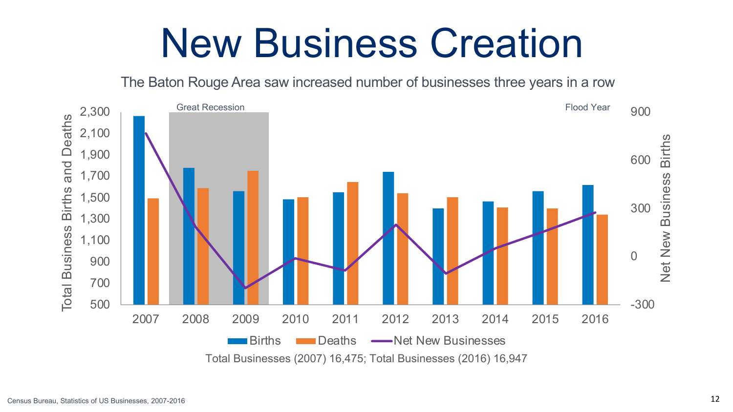# New Business Creation

The Baton Rouge Area saw increased number of businesses three years in a row

Great Recession

Flood Year

Total Business Births and Deaths

Net New Business Births

2,300
2,100
1,900
1,700
1,500
1,300
1,100
900
700
500

900
600
300
0
-300

2007 2008 2009 2010 2011 2012 2013 2014 2015 2016

Births Deaths Net New Businesses

Total Businesses (2007) 16,475; Total Businesses (2016) 16,947

Census Bureau, Statistics of US Businesses, 2007-2016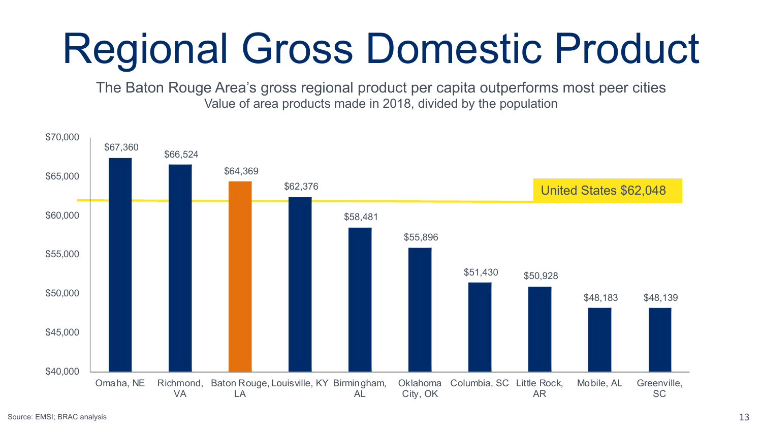# Regional Gross Domestic Product

The Baton Rouge Area's gross regional product per capita outperforms most peer cities

Value of area products made in 2018, divided by the population

| City | GRP per capita |
|---|---|
| Omaha, NE | $67,360 |
| Richmond, VA | $66,524 |
| Baton Rouge, LA | $64,369 |
| Louisville, KY | $62,376 |
| Birmingham, AL | $58,481 |
| Oklahoma City, OK | $55,896 |
| Columbia, SC | $51,430 |
| Little Rock, AR | $50,928 |
| Mobile, AL | $48,183 |
| Greenville, SC | $48,139 |

United States $62,048

Source: EMSI; BRAC analysis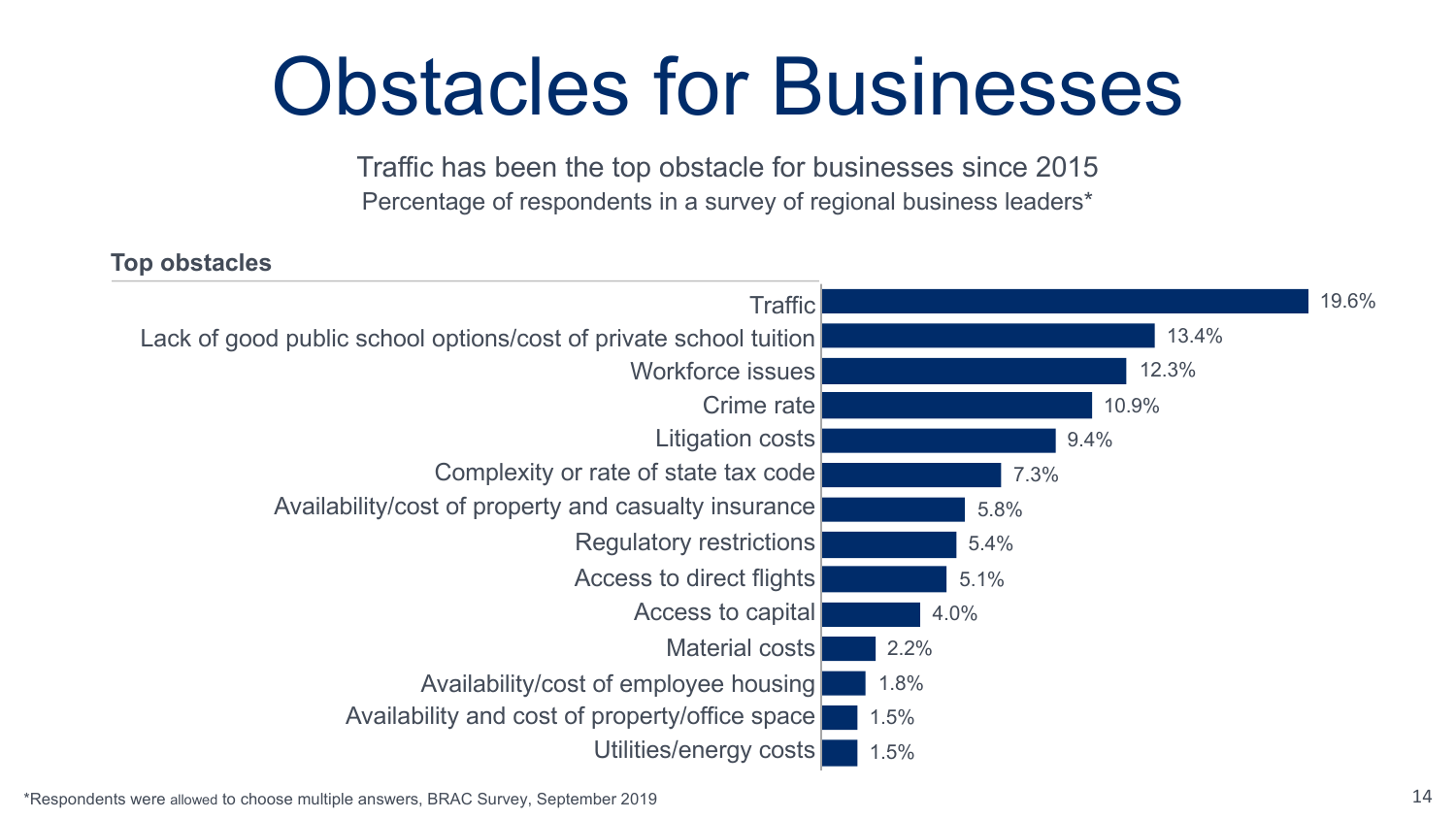# Obstacles for Businesses

Traffic has been the top obstacle for businesses since 2015

Percentage of respondents in a survey of regional business leaders*

**Top obstacles**

| Obstacle | Percentage |
| --- | --- |
| Traffic | 19.6% |
| Lack of good public school options/cost of private school tuition | 13.4% |
| Workforce issues | 12.3% |
| Crime rate | 10.9% |
| Litigation costs | 9.4% |
| Complexity or rate of state tax code | 7.3% |
| Availability/cost of property and casualty insurance | 5.8% |
| Regulatory restrictions | 5.4% |
| Access to direct flights | 5.1% |
| Access to capital | 4.0% |
| Material costs | 2.2% |
| Availability/cost of employee housing | 1.8% |
| Availability and cost of property/office space | 1.5% |
| Utilities/energy costs | 1.5% |

*Respondents were allowed to choose multiple answers, BRAC Survey, September 2019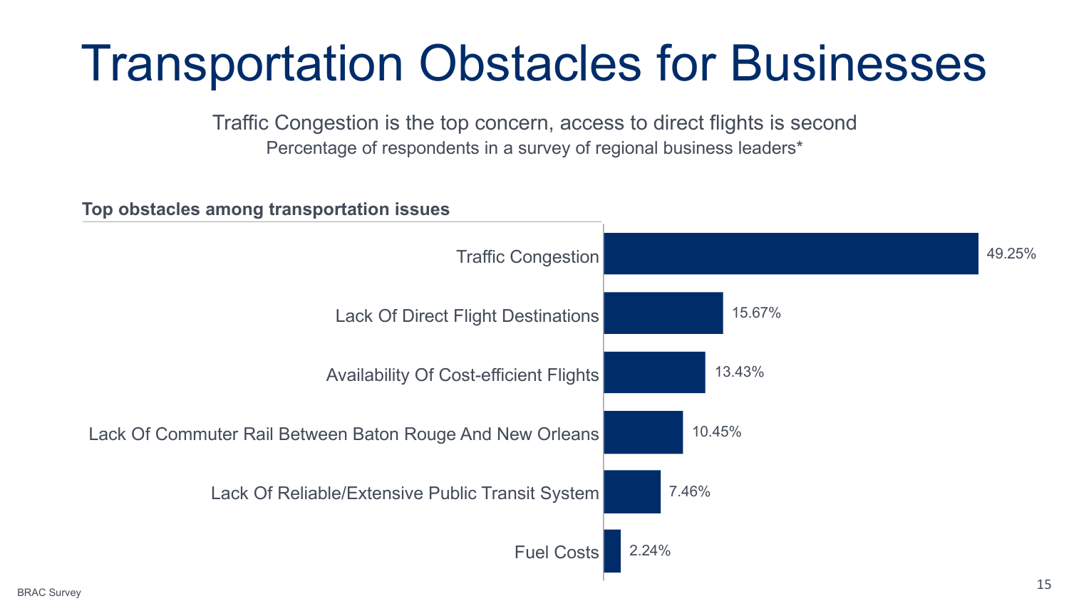# Transportation Obstacles for Businesses

Traffic Congestion is the top concern, access to direct flights is second

Percentage of respondents in a survey of regional business leaders*

**Top obstacles among transportation issues**

| Obstacle | Percentage |
| --- | --- |
| Traffic Congestion | 49.25% |
| Lack Of Direct Flight Destinations | 15.67% |
| Availability Of Cost-efficient Flights | 13.43% |
| Lack Of Commuter Rail Between Baton Rouge And New Orleans | 10.45% |
| Lack Of Reliable/Extensive Public Transit System | 7.46% |
| Fuel Costs | 2.24% |

BRAC Survey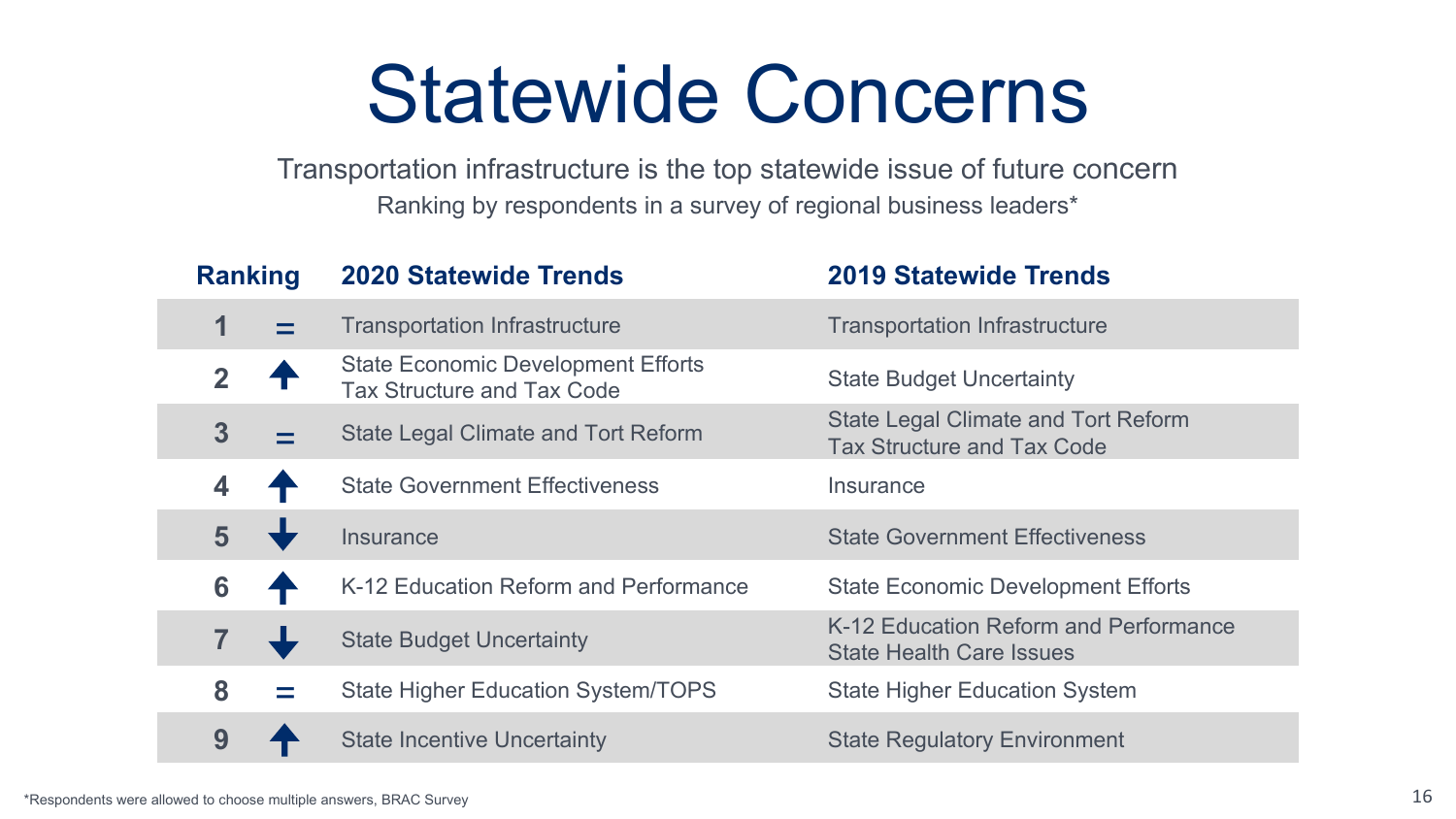# Statewide Concerns

Transportation infrastructure is the top statewide issue of future concern

Ranking by respondents in a survey of regional business leaders*

| Ranking | | 2020 Statewide Trends | 2019 Statewide Trends |
|---|---|---|---|
| 1 | = | Transportation Infrastructure | Transportation Infrastructure |
| 2 | ↑ | State Economic Development Efforts<br>Tax Structure and Tax Code | State Budget Uncertainty |
| 3 | = | State Legal Climate and Tort Reform | State Legal Climate and Tort Reform<br>Tax Structure and Tax Code |
| 4 | ↑ | State Government Effectiveness | Insurance |
| 5 | ↓ | Insurance | State Government Effectiveness |
| 6 | ↑ | K-12 Education Reform and Performance | State Economic Development Efforts |
| 7 | ↓ | State Budget Uncertainty | K-12 Education Reform and Performance<br>State Health Care Issues |
| 8 | = | State Higher Education System/TOPS | State Higher Education System |
| 9 | ↑ | State Incentive Uncertainty | State Regulatory Environment |

*Respondents were allowed to choose multiple answers, BRAC Survey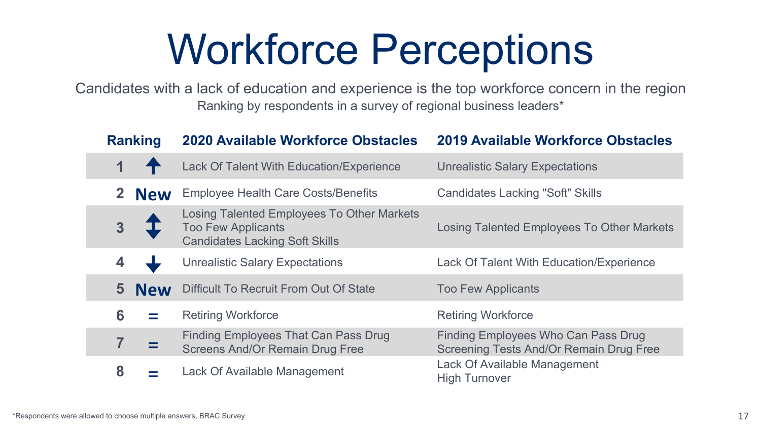# Workforce Perceptions

Candidates with a lack of education and experience is the top workforce concern in the region

Ranking by respondents in a survey of regional business leaders*

| Ranking | | 2020 Available Workforce Obstacles | 2019 Available Workforce Obstacles |
|---|---|---|---|
| 1 | ↑ | Lack Of Talent With Education/Experience | Unrealistic Salary Expectations |
| 2 | New | Employee Health Care Costs/Benefits | Candidates Lacking "Soft" Skills |
| 3 | ↕ | Losing Talented Employees To Other Markets<br>Too Few Applicants<br>Candidates Lacking Soft Skills | Losing Talented Employees To Other Markets |
| 4 | ↓ | Unrealistic Salary Expectations | Lack Of Talent With Education/Experience |
| 5 | New | Difficult To Recruit From Out Of State | Too Few Applicants |
| 6 | = | Retiring Workforce | Retiring Workforce |
| 7 | = | Finding Employees That Can Pass Drug Screens And/Or Remain Drug Free | Finding Employees Who Can Pass Drug Screening Tests And/Or Remain Drug Free |
| 8 | = | Lack Of Available Management | Lack Of Available Management<br>High Turnover |

*Respondents were allowed to choose multiple answers, BRAC Survey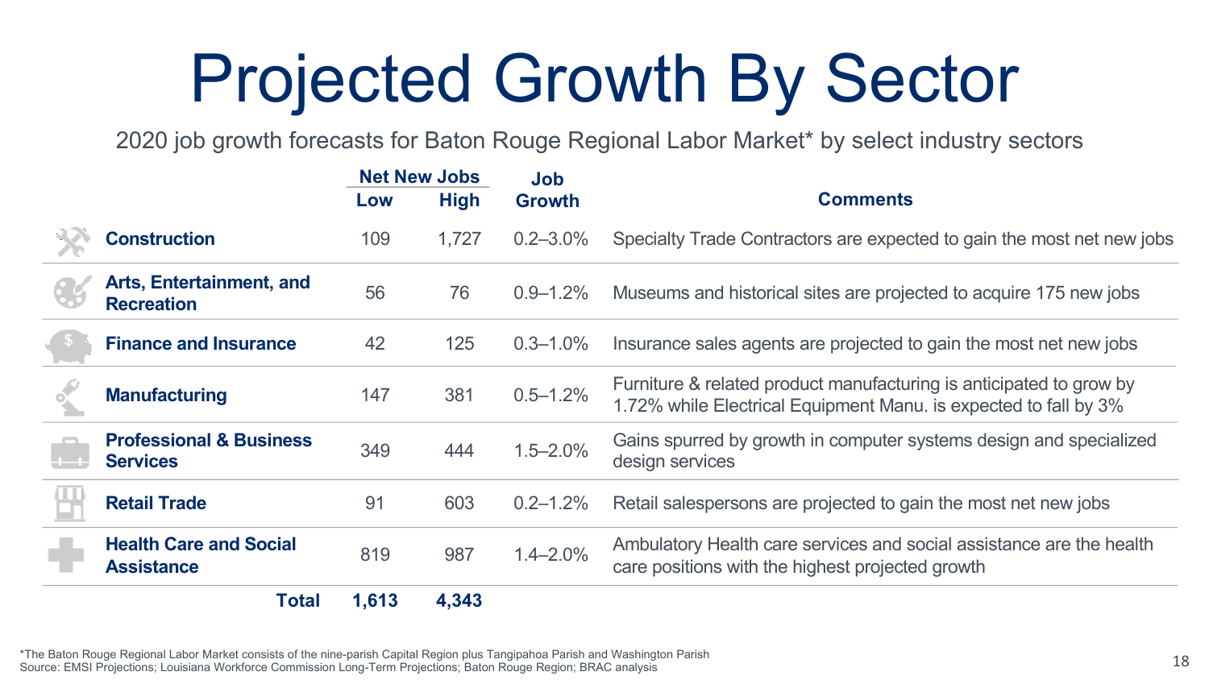# Projected Growth By Sector

2020 job growth forecasts for Baton Rouge Regional Labor Market* by select industry sectors

| | Net New Jobs | | Job Growth | Comments |
|---|---|---|---|---|
| | Low | High | | |
| **Construction** | 109 | 1,727 | 0.2–3.0% | Specialty Trade Contractors are expected to gain the most net new jobs |
| **Arts, Entertainment, and Recreation** | 56 | 76 | 0.9–1.2% | Museums and historical sites are projected to acquire 175 new jobs |
| **Finance and Insurance** | 42 | 125 | 0.3–1.0% | Insurance sales agents are projected to gain the most net new jobs |
| **Manufacturing** | 147 | 381 | 0.5–1.2% | Furniture & related product manufacturing is anticipated to grow by 1.72% while Electrical Equipment Manu. is expected to fall by 3% |
| **Professional & Business Services** | 349 | 444 | 1.5–2.0% | Gains spurred by growth in computer systems design and specialized design services |
| **Retail Trade** | 91 | 603 | 0.2–1.2% | Retail salespersons are projected to gain the most net new jobs |
| **Health Care and Social Assistance** | 819 | 987 | 1.4–2.0% | Ambulatory Health care services and social assistance are the health care positions with the highest projected growth |
| **Total** | **1,613** | **4,343** | | |

*The Baton Rouge Regional Labor Market consists of the nine-parish Capital Region plus Tangipahoa Parish and Washington Parish
Source: EMSI Projections; Louisiana Workforce Commission Long-Term Projections; Baton Rouge Region; BRAC analysis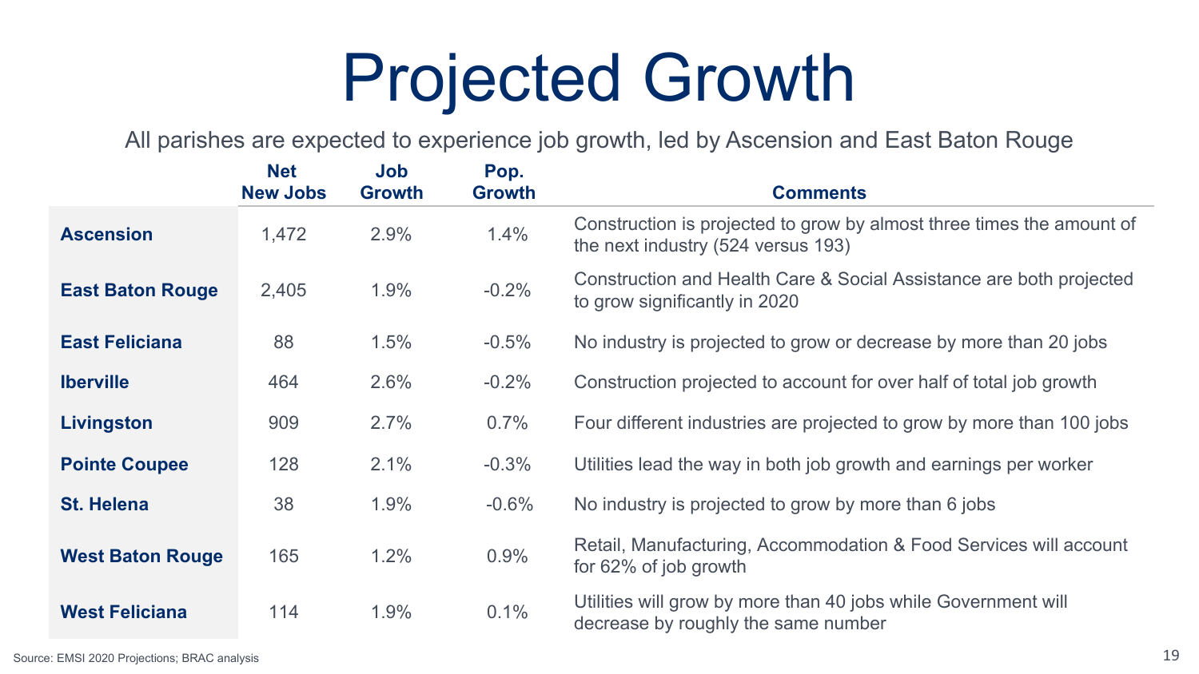# Projected Growth

All parishes are expected to experience job growth, led by Ascension and East Baton Rouge

| | Net New Jobs | Job Growth | Pop. Growth | Comments |
|---|---|---|---|---|
| **Ascension** | 1,472 | 2.9% | 1.4% | Construction is projected to grow by almost three times the amount of the next industry (524 versus 193) |
| **East Baton Rouge** | 2,405 | 1.9% | -0.2% | Construction and Health Care & Social Assistance are both projected to grow significantly in 2020 |
| **East Feliciana** | 88 | 1.5% | -0.5% | No industry is projected to grow or decrease by more than 20 jobs |
| **Iberville** | 464 | 2.6% | -0.2% | Construction projected to account for over half of total job growth |
| **Livingston** | 909 | 2.7% | 0.7% | Four different industries are projected to grow by more than 100 jobs |
| **Pointe Coupee** | 128 | 2.1% | -0.3% | Utilities lead the way in both job growth and earnings per worker |
| **St. Helena** | 38 | 1.9% | -0.6% | No industry is projected to grow by more than 6 jobs |
| **West Baton Rouge** | 165 | 1.2% | 0.9% | Retail, Manufacturing, Accommodation & Food Services will account for 62% of job growth |
| **West Feliciana** | 114 | 1.9% | 0.1% | Utilities will grow by more than 40 jobs while Government will decrease by roughly the same number |

Source: EMSI 2020 Projections; BRAC analysis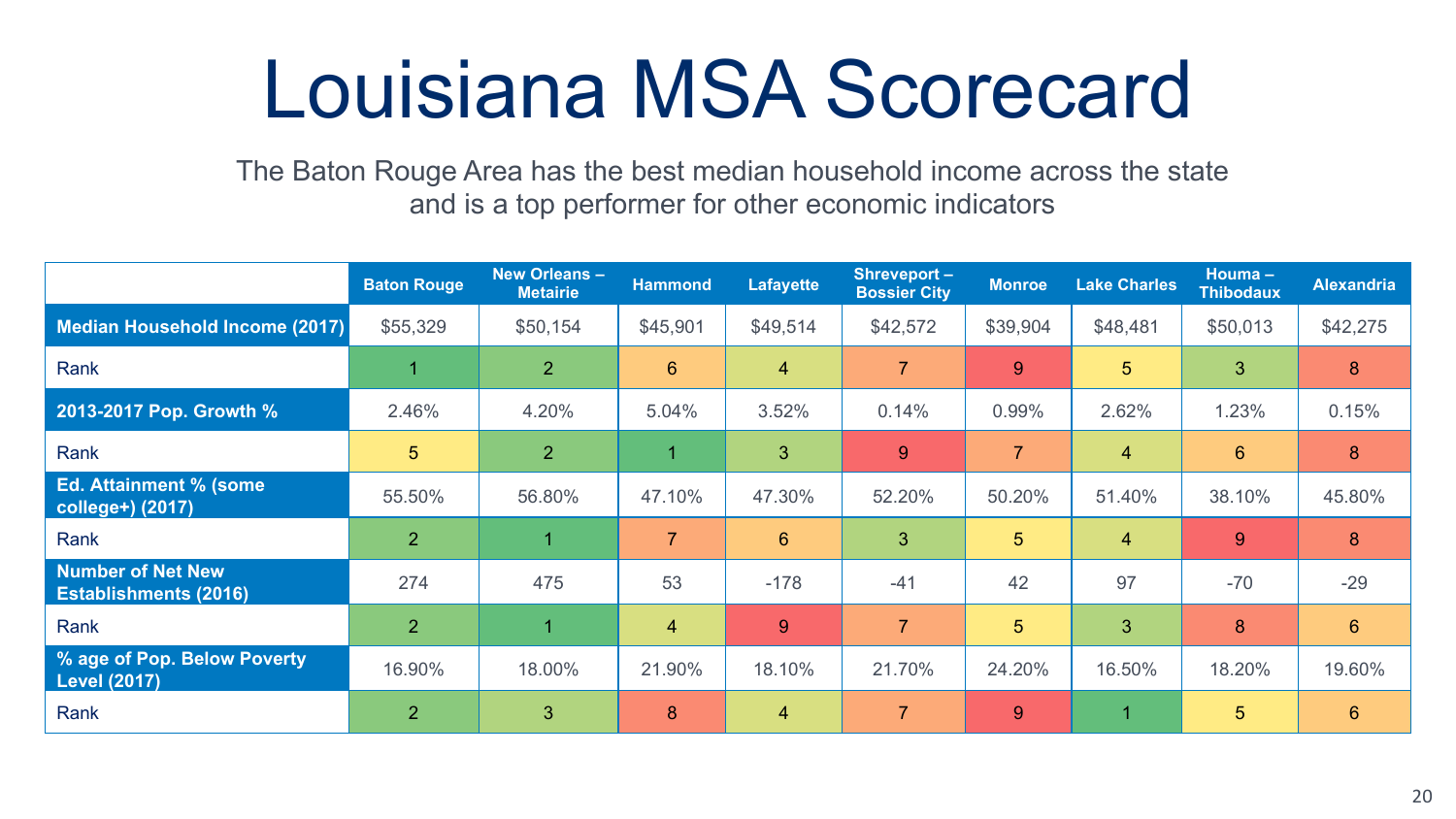# Louisiana MSA Scorecard

The Baton Rouge Area has the best median household income across the state and is a top performer for other economic indicators

| | Baton Rouge | New Orleans – Metairie | Hammond | Lafayette | Shreveport – Bossier City | Monroe | Lake Charles | Houma – Thibodaux | Alexandria |
|---|---|---|---|---|---|---|---|---|---|
| **Median Household Income (2017)** | $55,329 | $50,154 | $45,901 | $49,514 | $42,572 | $39,904 | $48,481 | $50,013 | $42,275 |
| Rank | 1 | 2 | 6 | 4 | 7 | 9 | 5 | 3 | 8 |
| **2013-2017 Pop. Growth %** | 2.46% | 4.20% | 5.04% | 3.52% | 0.14% | 0.99% | 2.62% | 1.23% | 0.15% |
| Rank | 5 | 2 | 1 | 3 | 9 | 7 | 4 | 6 | 8 |
| **Ed. Attainment % (some college+) (2017)** | 55.50% | 56.80% | 47.10% | 47.30% | 52.20% | 50.20% | 51.40% | 38.10% | 45.80% |
| Rank | 2 | 1 | 7 | 6 | 3 | 5 | 4 | 9 | 8 |
| **Number of Net New Establishments (2016)** | 274 | 475 | 53 | -178 | -41 | 42 | 97 | -70 | -29 |
| Rank | 2 | 1 | 4 | 9 | 7 | 5 | 3 | 8 | 6 |
| **% age of Pop. Below Poverty Level (2017)** | 16.90% | 18.00% | 21.90% | 18.10% | 21.70% | 24.20% | 16.50% | 18.20% | 19.60% |
| Rank | 2 | 3 | 8 | 4 | 7 | 9 | 1 | 5 | 6 |